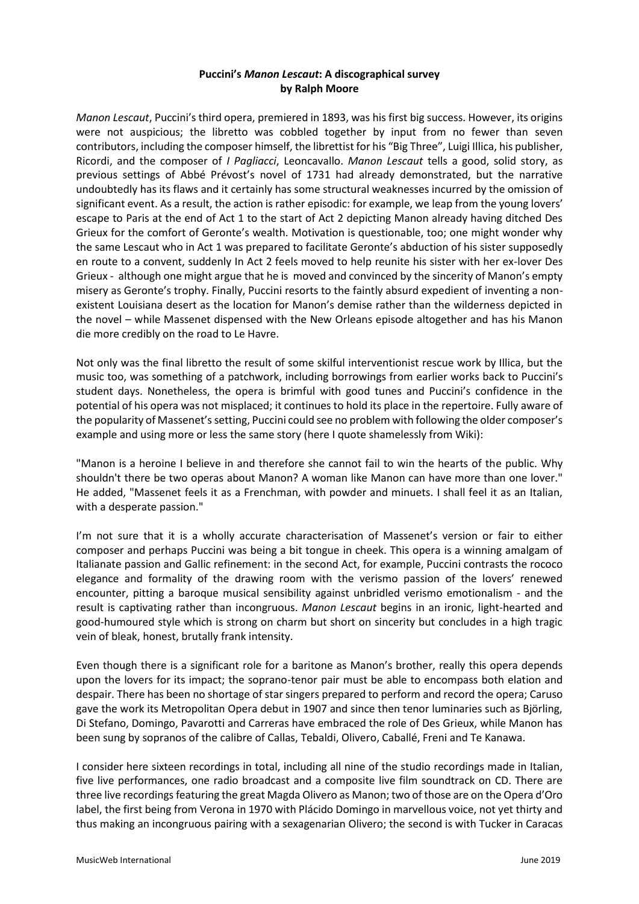# Puccini's *Manon Lescaut*: A discographical survey
## by Ralph Moore

*Manon Lescaut*, Puccini's third opera, premiered in 1893, was his first big success. However, its origins were not auspicious; the libretto was cobbled together by input from no fewer than seven contributors, including the composer himself, the librettist for his "Big Three", Luigi Illica, his publisher, Ricordi, and the composer of *I Pagliacci*, Leoncavallo. *Manon Lescaut* tells a good, solid story, as previous settings of Abbé Prévost's novel of 1731 had already demonstrated, but the narrative undoubtedly has its flaws and it certainly has some structural weaknesses incurred by the omission of significant event. As a result, the action is rather episodic: for example, we leap from the young lovers' escape to Paris at the end of Act 1 to the start of Act 2 depicting Manon already having ditched Des Grieux for the comfort of Geronte's wealth. Motivation is questionable, too; one might wonder why the same Lescaut who in Act 1 was prepared to facilitate Geronte's abduction of his sister supposedly en route to a convent, suddenly In Act 2 feels moved to help reunite his sister with her ex-lover Des Grieux - although one might argue that he is moved and convinced by the sincerity of Manon's empty misery as Geronte's trophy. Finally, Puccini resorts to the faintly absurd expedient of inventing a non-existent Louisiana desert as the location for Manon's demise rather than the wilderness depicted in the novel – while Massenet dispensed with the New Orleans episode altogether and has his Manon die more credibly on the road to Le Havre.

Not only was the final libretto the result of some skilful interventionist rescue work by Illica, but the music too, was something of a patchwork, including borrowings from earlier works back to Puccini's student days. Nonetheless, the opera is brimful with good tunes and Puccini's confidence in the potential of his opera was not misplaced; it continues to hold its place in the repertoire. Fully aware of the popularity of Massenet's setting, Puccini could see no problem with following the older composer's example and using more or less the same story (here I quote shamelessly from Wiki):

"Manon is a heroine I believe in and therefore she cannot fail to win the hearts of the public. Why shouldn't there be two operas about Manon? A woman like Manon can have more than one lover." He added, "Massenet feels it as a Frenchman, with powder and minuets. I shall feel it as an Italian, with a desperate passion."

I'm not sure that it is a wholly accurate characterisation of Massenet's version or fair to either composer and perhaps Puccini was being a bit tongue in cheek. This opera is a winning amalgam of Italianate passion and Gallic refinement: in the second Act, for example, Puccini contrasts the rococo elegance and formality of the drawing room with the verismo passion of the lovers' renewed encounter, pitting a baroque musical sensibility against unbridled verismo emotionalism - and the result is captivating rather than incongruous. *Manon Lescaut* begins in an ironic, light-hearted and good-humoured style which is strong on charm but short on sincerity but concludes in a high tragic vein of bleak, honest, brutally frank intensity.

Even though there is a significant role for a baritone as Manon's brother, really this opera depends upon the lovers for its impact; the soprano-tenor pair must be able to encompass both elation and despair. There has been no shortage of star singers prepared to perform and record the opera; Caruso gave the work its Metropolitan Opera debut in 1907 and since then tenor luminaries such as Björling, Di Stefano, Domingo, Pavarotti and Carreras have embraced the role of Des Grieux, while Manon has been sung by sopranos of the calibre of Callas, Tebaldi, Olivero, Caballé, Freni and Te Kanawa.

I consider here sixteen recordings in total, including all nine of the studio recordings made in Italian, five live performances, one radio broadcast and a composite live film soundtrack on CD. There are three live recordings featuring the great Magda Olivero as Manon; two of those are on the Opera d'Oro label, the first being from Verona in 1970 with Plácido Domingo in marvellous voice, not yet thirty and thus making an incongruous pairing with a sexagenarian Olivero; the second is with Tucker in Caracas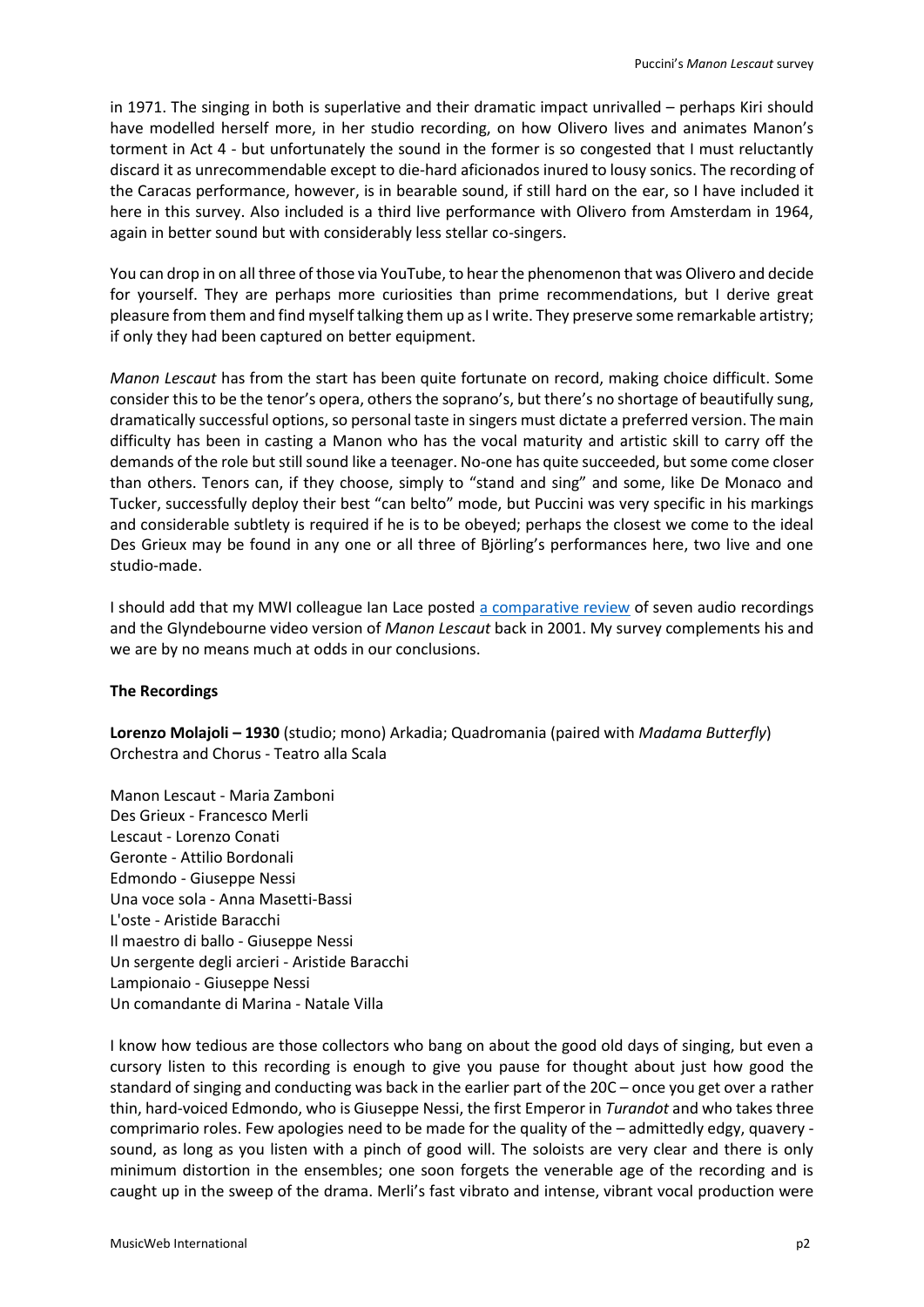in 1971. The singing in both is superlative and their dramatic impact unrivalled – perhaps Kiri should have modelled herself more, in her studio recording, on how Olivero lives and animates Manon's torment in Act 4 - but unfortunately the sound in the former is so congested that I must reluctantly discard it as unrecommendable except to die-hard aficionados inured to lousy sonics. The recording of the Caracas performance, however, is in bearable sound, if still hard on the ear, so I have included it here in this survey. Also included is a third live performance with Olivero from Amsterdam in 1964, again in better sound but with considerably less stellar co-singers.

You can drop in on all three of those via YouTube, to hear the phenomenon that was Olivero and decide for yourself. They are perhaps more curiosities than prime recommendations, but I derive great pleasure from them and find myself talking them up as I write. They preserve some remarkable artistry; if only they had been captured on better equipment.

*Manon Lescaut* has from the start has been quite fortunate on record, making choice difficult. Some consider this to be the tenor's opera, others the soprano's, but there's no shortage of beautifully sung, dramatically successful options, so personal taste in singers must dictate a preferred version. The main difficulty has been in casting a Manon who has the vocal maturity and artistic skill to carry off the demands of the role but still sound like a teenager. No-one has quite succeeded, but some come closer than others. Tenors can, if they choose, simply to "stand and sing" and some, like De Monaco and Tucker, successfully deploy their best "can belto" mode, but Puccini was very specific in his markings and considerable subtlety is required if he is to be obeyed; perhaps the closest we come to the ideal Des Grieux may be found in any one or all three of Björling's performances here, two live and one studio-made.

I should add that my MWI colleague Ian Lace posted a comparative review of seven audio recordings and the Glyndebourne video version of *Manon Lescaut* back in 2001. My survey complements his and we are by no means much at odds in our conclusions.

**The Recordings**

**Lorenzo Molajoli – 1930** (studio; mono) Arkadia; Quadromania (paired with *Madama Butterfly*)
Orchestra and Chorus - Teatro alla Scala

Manon Lescaut - Maria Zamboni
Des Grieux - Francesco Merli
Lescaut - Lorenzo Conati
Geronte - Attilio Bordonali
Edmondo - Giuseppe Nessi
Una voce sola - Anna Masetti-Bassi
L'oste - Aristide Baracchi
Il maestro di ballo - Giuseppe Nessi
Un sergente degli arcieri - Aristide Baracchi
Lampionaio - Giuseppe Nessi
Un comandante di Marina - Natale Villa

I know how tedious are those collectors who bang on about the good old days of singing, but even a cursory listen to this recording is enough to give you pause for thought about just how good the standard of singing and conducting was back in the earlier part of the 20C – once you get over a rather thin, hard-voiced Edmondo, who is Giuseppe Nessi, the first Emperor in *Turandot* and who takes three comprimario roles. Few apologies need to be made for the quality of the – admittedly edgy, quavery - sound, as long as you listen with a pinch of good will. The soloists are very clear and there is only minimum distortion in the ensembles; one soon forgets the venerable age of the recording and is caught up in the sweep of the drama. Merli's fast vibrato and intense, vibrant vocal production were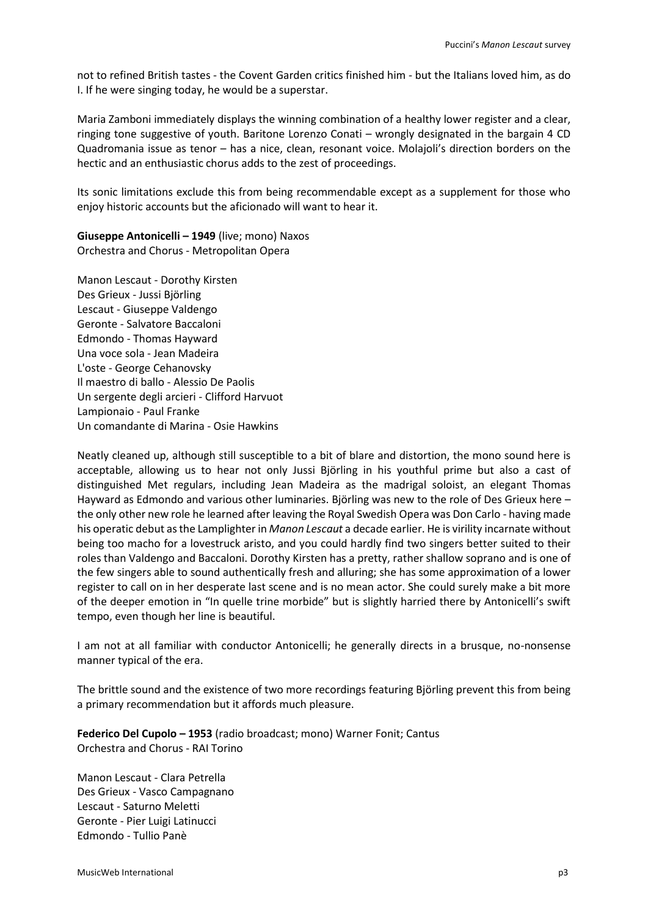not to refined British tastes - the Covent Garden critics finished him - but the Italians loved him, as do I. If he were singing today, he would be a superstar.

Maria Zamboni immediately displays the winning combination of a healthy lower register and a clear, ringing tone suggestive of youth. Baritone Lorenzo Conati – wrongly designated in the bargain 4 CD Quadromania issue as tenor – has a nice, clean, resonant voice. Molajoli's direction borders on the hectic and an enthusiastic chorus adds to the zest of proceedings.

Its sonic limitations exclude this from being recommendable except as a supplement for those who enjoy historic accounts but the aficionado will want to hear it.

**Giuseppe Antonicelli – 1949** (live; mono) Naxos
Orchestra and Chorus - Metropolitan Opera

Manon Lescaut - Dorothy Kirsten
Des Grieux - Jussi Björling
Lescaut - Giuseppe Valdengo
Geronte - Salvatore Baccaloni
Edmondo - Thomas Hayward
Una voce sola - Jean Madeira
L'oste - George Cehanovsky
Il maestro di ballo - Alessio De Paolis
Un sergente degli arcieri - Clifford Harvuot
Lampionaio - Paul Franke
Un comandante di Marina - Osie Hawkins

Neatly cleaned up, although still susceptible to a bit of blare and distortion, the mono sound here is acceptable, allowing us to hear not only Jussi Björling in his youthful prime but also a cast of distinguished Met regulars, including Jean Madeira as the madrigal soloist, an elegant Thomas Hayward as Edmondo and various other luminaries. Björling was new to the role of Des Grieux here – the only other new role he learned after leaving the Royal Swedish Opera was Don Carlo - having made his operatic debut as the Lamplighter in *Manon Lescaut* a decade earlier. He is virility incarnate without being too macho for a lovestruck aristo, and you could hardly find two singers better suited to their roles than Valdengo and Baccaloni. Dorothy Kirsten has a pretty, rather shallow soprano and is one of the few singers able to sound authentically fresh and alluring; she has some approximation of a lower register to call on in her desperate last scene and is no mean actor. She could surely make a bit more of the deeper emotion in "In quelle trine morbide" but is slightly harried there by Antonicelli's swift tempo, even though her line is beautiful.

I am not at all familiar with conductor Antonicelli; he generally directs in a brusque, no-nonsense manner typical of the era.

The brittle sound and the existence of two more recordings featuring Björling prevent this from being a primary recommendation but it affords much pleasure.

**Federico Del Cupolo – 1953** (radio broadcast; mono) Warner Fonit; Cantus
Orchestra and Chorus - RAI Torino

Manon Lescaut - Clara Petrella
Des Grieux - Vasco Campagnano
Lescaut - Saturno Meletti
Geronte - Pier Luigi Latinucci
Edmondo - Tullio Panè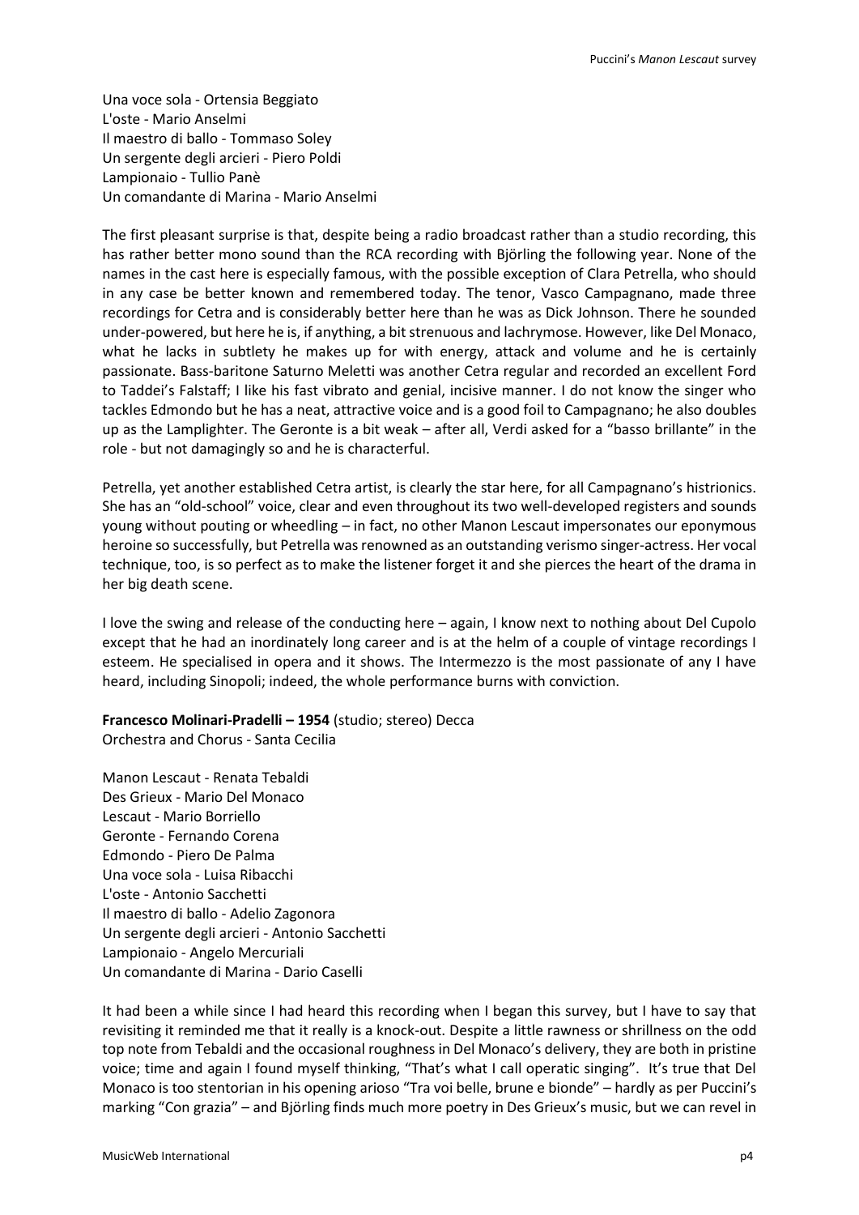Una voce sola - Ortensia Beggiato
L'oste - Mario Anselmi
Il maestro di ballo - Tommaso Soley
Un sergente degli arcieri - Piero Poldi
Lampionaio - Tullio Panè
Un comandante di Marina - Mario Anselmi

The first pleasant surprise is that, despite being a radio broadcast rather than a studio recording, this has rather better mono sound than the RCA recording with Björling the following year. None of the names in the cast here is especially famous, with the possible exception of Clara Petrella, who should in any case be better known and remembered today. The tenor, Vasco Campagnano, made three recordings for Cetra and is considerably better here than he was as Dick Johnson. There he sounded under-powered, but here he is, if anything, a bit strenuous and lachrymose. However, like Del Monaco, what he lacks in subtlety he makes up for with energy, attack and volume and he is certainly passionate. Bass-baritone Saturno Meletti was another Cetra regular and recorded an excellent Ford to Taddei's Falstaff; I like his fast vibrato and genial, incisive manner. I do not know the singer who tackles Edmondo but he has a neat, attractive voice and is a good foil to Campagnano; he also doubles up as the Lamplighter. The Geronte is a bit weak – after all, Verdi asked for a "basso brillante" in the role - but not damagingly so and he is characterful.

Petrella, yet another established Cetra artist, is clearly the star here, for all Campagnano's histrionics. She has an "old-school" voice, clear and even throughout its two well-developed registers and sounds young without pouting or wheedling – in fact, no other Manon Lescaut impersonates our eponymous heroine so successfully, but Petrella was renowned as an outstanding verismo singer-actress. Her vocal technique, too, is so perfect as to make the listener forget it and she pierces the heart of the drama in her big death scene.

I love the swing and release of the conducting here – again, I know next to nothing about Del Cupolo except that he had an inordinately long career and is at the helm of a couple of vintage recordings I esteem. He specialised in opera and it shows. The Intermezzo is the most passionate of any I have heard, including Sinopoli; indeed, the whole performance burns with conviction.

**Francesco Molinari-Pradelli – 1954** (studio; stereo) Decca
Orchestra and Chorus - Santa Cecilia

Manon Lescaut - Renata Tebaldi
Des Grieux - Mario Del Monaco
Lescaut - Mario Borriello
Geronte - Fernando Corena
Edmondo - Piero De Palma
Una voce sola - Luisa Ribacchi
L'oste - Antonio Sacchetti
Il maestro di ballo - Adelio Zagonora
Un sergente degli arcieri - Antonio Sacchetti
Lampionaio - Angelo Mercuriali
Un comandante di Marina - Dario Caselli

It had been a while since I had heard this recording when I began this survey, but I have to say that revisiting it reminded me that it really is a knock-out. Despite a little rawness or shrillness on the odd top note from Tebaldi and the occasional roughness in Del Monaco's delivery, they are both in pristine voice; time and again I found myself thinking, "That's what I call operatic singing". It's true that Del Monaco is too stentorian in his opening arioso "Tra voi belle, brune e bionde" – hardly as per Puccini's marking "Con grazia" – and Björling finds much more poetry in Des Grieux's music, but we can revel in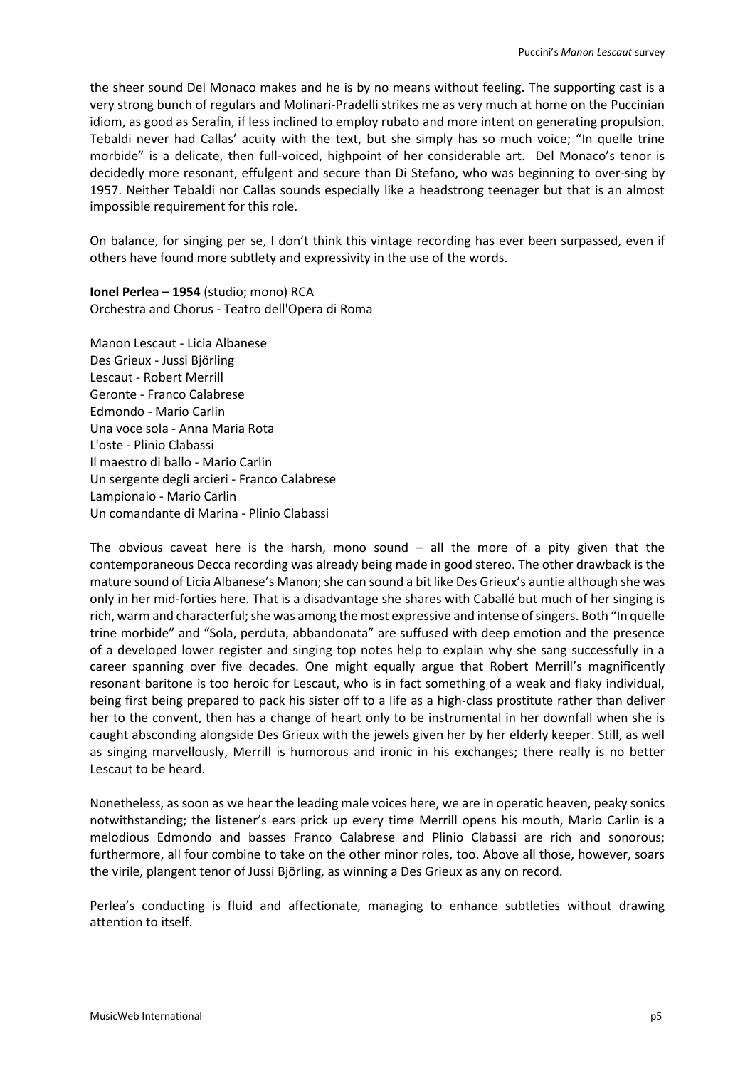the sheer sound Del Monaco makes and he is by no means without feeling. The supporting cast is a very strong bunch of regulars and Molinari-Pradelli strikes me as very much at home on the Puccinian idiom, as good as Serafin, if less inclined to employ rubato and more intent on generating propulsion. Tebaldi never had Callas' acuity with the text, but she simply has so much voice; "In quelle trine morbide" is a delicate, then full-voiced, highpoint of her considerable art. Del Monaco's tenor is decidedly more resonant, effulgent and secure than Di Stefano, who was beginning to over-sing by 1957. Neither Tebaldi nor Callas sounds especially like a headstrong teenager but that is an almost impossible requirement for this role.

On balance, for singing per se, I don't think this vintage recording has ever been surpassed, even if others have found more subtlety and expressivity in the use of the words.

**Ionel Perlea – 1954** (studio; mono) RCA
Orchestra and Chorus - Teatro dell'Opera di Roma

Manon Lescaut - Licia Albanese
Des Grieux - Jussi Björling
Lescaut - Robert Merrill
Geronte - Franco Calabrese
Edmondo - Mario Carlin
Una voce sola - Anna Maria Rota
L'oste - Plinio Clabassi
Il maestro di ballo - Mario Carlin
Un sergente degli arcieri - Franco Calabrese
Lampionaio - Mario Carlin
Un comandante di Marina - Plinio Clabassi

The obvious caveat here is the harsh, mono sound – all the more of a pity given that the contemporaneous Decca recording was already being made in good stereo. The other drawback is the mature sound of Licia Albanese's Manon; she can sound a bit like Des Grieux's auntie although she was only in her mid-forties here. That is a disadvantage she shares with Caballé but much of her singing is rich, warm and characterful; she was among the most expressive and intense of singers. Both "In quelle trine morbide" and "Sola, perduta, abbandonata" are suffused with deep emotion and the presence of a developed lower register and singing top notes help to explain why she sang successfully in a career spanning over five decades. One might equally argue that Robert Merrill's magnificently resonant baritone is too heroic for Lescaut, who is in fact something of a weak and flaky individual, being first being prepared to pack his sister off to a life as a high-class prostitute rather than deliver her to the convent, then has a change of heart only to be instrumental in her downfall when she is caught absconding alongside Des Grieux with the jewels given her by her elderly keeper. Still, as well as singing marvellously, Merrill is humorous and ironic in his exchanges; there really is no better Lescaut to be heard.

Nonetheless, as soon as we hear the leading male voices here, we are in operatic heaven, peaky sonics notwithstanding; the listener's ears prick up every time Merrill opens his mouth, Mario Carlin is a melodious Edmondo and basses Franco Calabrese and Plinio Clabassi are rich and sonorous; furthermore, all four combine to take on the other minor roles, too. Above all those, however, soars the virile, plangent tenor of Jussi Björling, as winning a Des Grieux as any on record.

Perlea's conducting is fluid and affectionate, managing to enhance subtleties without drawing attention to itself.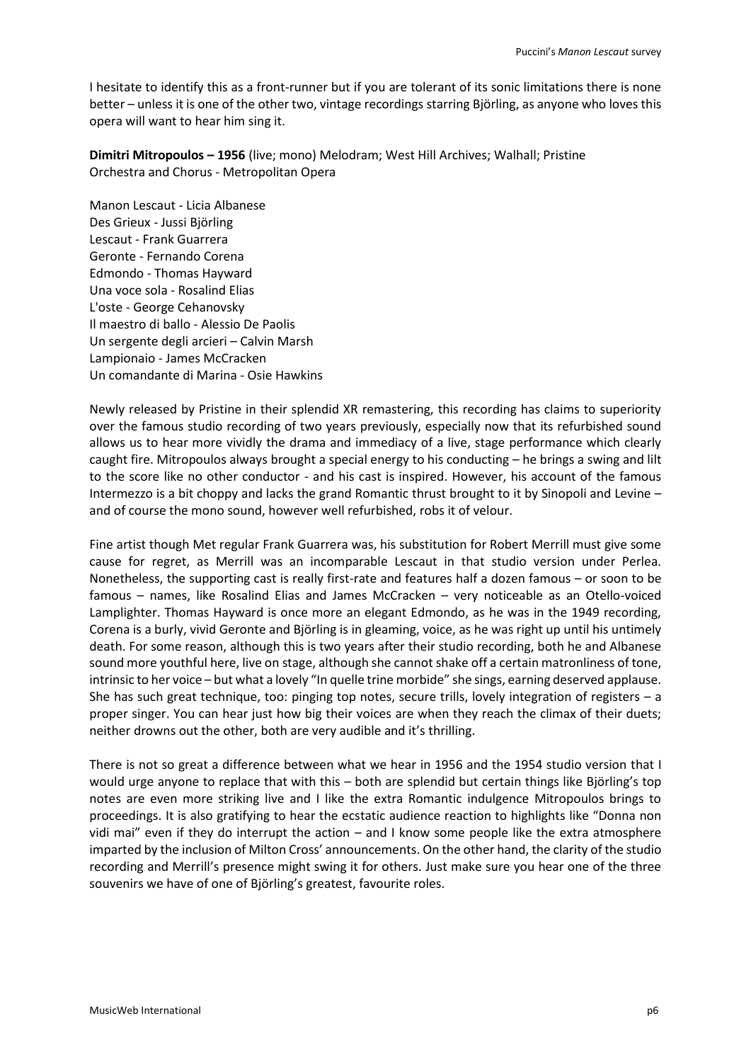I hesitate to identify this as a front-runner but if you are tolerant of its sonic limitations there is none better – unless it is one of the other two, vintage recordings starring Björling, as anyone who loves this opera will want to hear him sing it.

**Dimitri Mitropoulos – 1956** (live; mono) Melodram; West Hill Archives; Walhall; Pristine
Orchestra and Chorus - Metropolitan Opera

Manon Lescaut - Licia Albanese
Des Grieux - Jussi Björling
Lescaut - Frank Guarrera
Geronte - Fernando Corena
Edmondo - Thomas Hayward
Una voce sola - Rosalind Elias
L'oste - George Cehanovsky
Il maestro di ballo - Alessio De Paolis
Un sergente degli arcieri – Calvin Marsh
Lampionaio - James McCracken
Un comandante di Marina - Osie Hawkins

Newly released by Pristine in their splendid XR remastering, this recording has claims to superiority over the famous studio recording of two years previously, especially now that its refurbished sound allows us to hear more vividly the drama and immediacy of a live, stage performance which clearly caught fire. Mitropoulos always brought a special energy to his conducting – he brings a swing and lilt to the score like no other conductor - and his cast is inspired. However, his account of the famous Intermezzo is a bit choppy and lacks the grand Romantic thrust brought to it by Sinopoli and Levine – and of course the mono sound, however well refurbished, robs it of velour.

Fine artist though Met regular Frank Guarrera was, his substitution for Robert Merrill must give some cause for regret, as Merrill was an incomparable Lescaut in that studio version under Perlea. Nonetheless, the supporting cast is really first-rate and features half a dozen famous – or soon to be famous – names, like Rosalind Elias and James McCracken – very noticeable as an Otello-voiced Lamplighter. Thomas Hayward is once more an elegant Edmondo, as he was in the 1949 recording, Corena is a burly, vivid Geronte and Björling is in gleaming, voice, as he was right up until his untimely death. For some reason, although this is two years after their studio recording, both he and Albanese sound more youthful here, live on stage, although she cannot shake off a certain matronliness of tone, intrinsic to her voice – but what a lovely "In quelle trine morbide" she sings, earning deserved applause. She has such great technique, too: pinging top notes, secure trills, lovely integration of registers – a proper singer. You can hear just how big their voices are when they reach the climax of their duets; neither drowns out the other, both are very audible and it's thrilling.

There is not so great a difference between what we hear in 1956 and the 1954 studio version that I would urge anyone to replace that with this – both are splendid but certain things like Björling's top notes are even more striking live and I like the extra Romantic indulgence Mitropoulos brings to proceedings. It is also gratifying to hear the ecstatic audience reaction to highlights like "Donna non vidi mai" even if they do interrupt the action – and I know some people like the extra atmosphere imparted by the inclusion of Milton Cross' announcements. On the other hand, the clarity of the studio recording and Merrill's presence might swing it for others. Just make sure you hear one of the three souvenirs we have of one of Björling's greatest, favourite roles.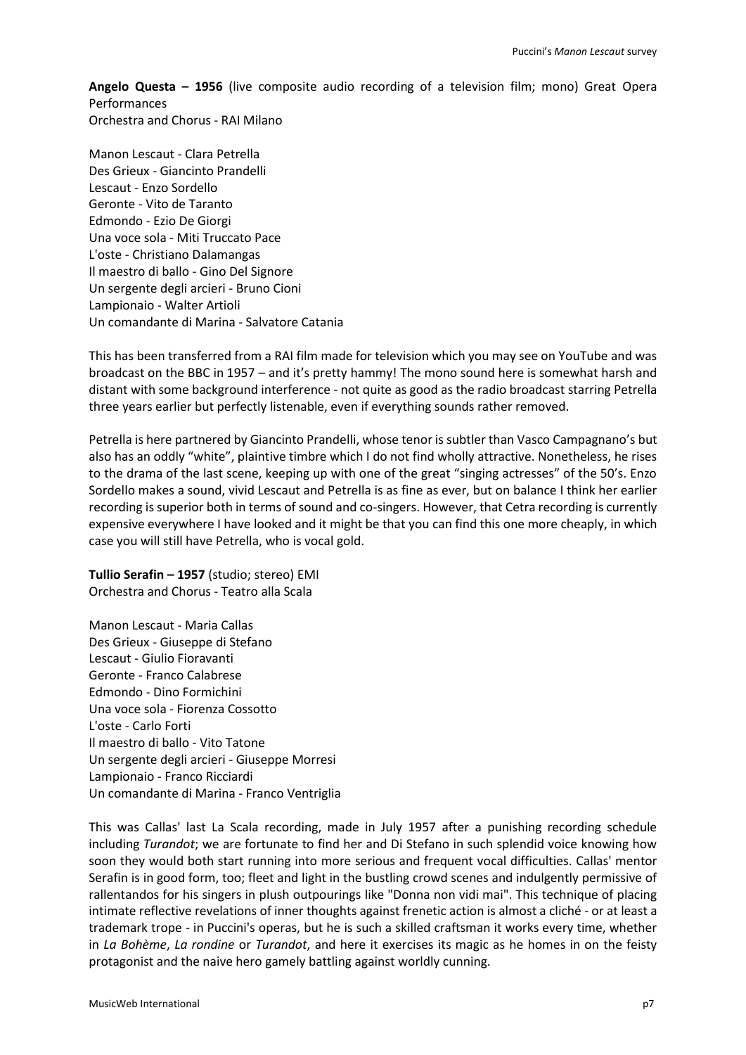**Angelo Questa – 1956** (live composite audio recording of a television film; mono) Great Opera Performances
Orchestra and Chorus - RAI Milano

Manon Lescaut - Clara Petrella
Des Grieux - Giancinto Prandelli
Lescaut - Enzo Sordello
Geronte - Vito de Taranto
Edmondo - Ezio De Giorgi
Una voce sola - Miti Truccato Pace
L'oste - Christiano Dalamangas
Il maestro di ballo - Gino Del Signore
Un sergente degli arcieri - Bruno Cioni
Lampionaio - Walter Artioli
Un comandante di Marina - Salvatore Catania

This has been transferred from a RAI film made for television which you may see on YouTube and was broadcast on the BBC in 1957 – and it's pretty hammy! The mono sound here is somewhat harsh and distant with some background interference - not quite as good as the radio broadcast starring Petrella three years earlier but perfectly listenable, even if everything sounds rather removed.

Petrella is here partnered by Giancinto Prandelli, whose tenor is subtler than Vasco Campagnano's but also has an oddly "white", plaintive timbre which I do not find wholly attractive. Nonetheless, he rises to the drama of the last scene, keeping up with one of the great "singing actresses" of the 50's. Enzo Sordello makes a sound, vivid Lescaut and Petrella is as fine as ever, but on balance I think her earlier recording is superior both in terms of sound and co-singers. However, that Cetra recording is currently expensive everywhere I have looked and it might be that you can find this one more cheaply, in which case you will still have Petrella, who is vocal gold.

**Tullio Serafin – 1957** (studio; stereo) EMI
Orchestra and Chorus - Teatro alla Scala

Manon Lescaut - Maria Callas
Des Grieux - Giuseppe di Stefano
Lescaut - Giulio Fioravanti
Geronte - Franco Calabrese
Edmondo - Dino Formichini
Una voce sola - Fiorenza Cossotto
L'oste - Carlo Forti
Il maestro di ballo - Vito Tatone
Un sergente degli arcieri - Giuseppe Morresi
Lampionaio - Franco Ricciardi
Un comandante di Marina - Franco Ventriglia

This was Callas' last La Scala recording, made in July 1957 after a punishing recording schedule including *Turandot*; we are fortunate to find her and Di Stefano in such splendid voice knowing how soon they would both start running into more serious and frequent vocal difficulties. Callas' mentor Serafin is in good form, too; fleet and light in the bustling crowd scenes and indulgently permissive of rallentandos for his singers in plush outpourings like "Donna non vidi mai". This technique of placing intimate reflective revelations of inner thoughts against frenetic action is almost a cliché - or at least a trademark trope - in Puccini's operas, but he is such a skilled craftsman it works every time, whether in *La Bohème*, *La rondine* or *Turandot*, and here it exercises its magic as he homes in on the feisty protagonist and the naive hero gamely battling against worldly cunning.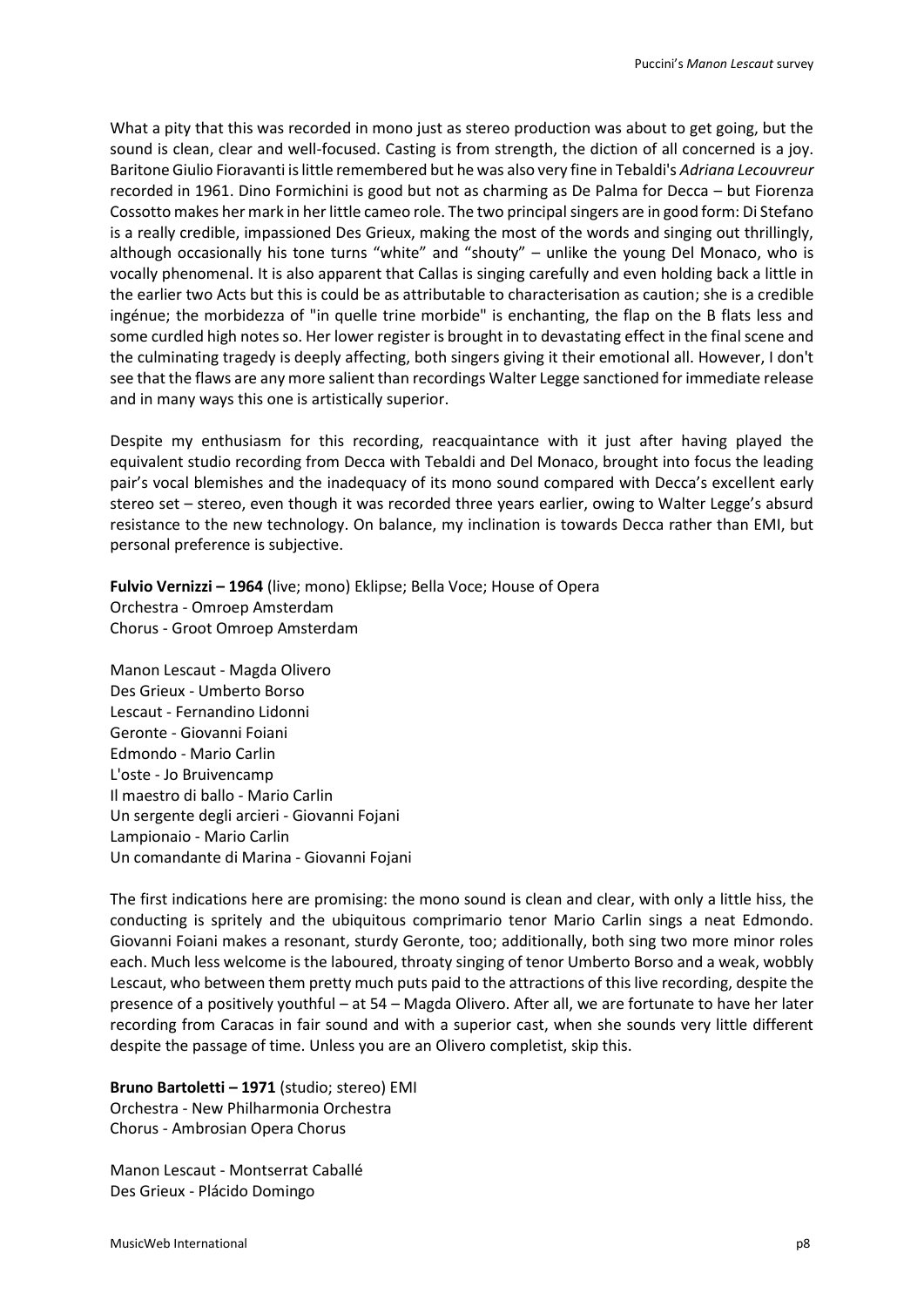What a pity that this was recorded in mono just as stereo production was about to get going, but the sound is clean, clear and well-focused. Casting is from strength, the diction of all concerned is a joy. Baritone Giulio Fioravanti is little remembered but he was also very fine in Tebaldi's *Adriana Lecouvreur* recorded in 1961. Dino Formichini is good but not as charming as De Palma for Decca – but Fiorenza Cossotto makes her mark in her little cameo role. The two principal singers are in good form: Di Stefano is a really credible, impassioned Des Grieux, making the most of the words and singing out thrillingly, although occasionally his tone turns "white" and "shouty" – unlike the young Del Monaco, who is vocally phenomenal. It is also apparent that Callas is singing carefully and even holding back a little in the earlier two Acts but this is could be as attributable to characterisation as caution; she is a credible ingénue; the morbidezza of "in quelle trine morbide" is enchanting, the flap on the B flats less and some curdled high notes so. Her lower register is brought in to devastating effect in the final scene and the culminating tragedy is deeply affecting, both singers giving it their emotional all. However, I don't see that the flaws are any more salient than recordings Walter Legge sanctioned for immediate release and in many ways this one is artistically superior.

Despite my enthusiasm for this recording, reacquaintance with it just after having played the equivalent studio recording from Decca with Tebaldi and Del Monaco, brought into focus the leading pair's vocal blemishes and the inadequacy of its mono sound compared with Decca's excellent early stereo set – stereo, even though it was recorded three years earlier, owing to Walter Legge's absurd resistance to the new technology. On balance, my inclination is towards Decca rather than EMI, but personal preference is subjective.

**Fulvio Vernizzi – 1964** (live; mono) Eklipse; Bella Voce; House of Opera
Orchestra - Omroep Amsterdam
Chorus - Groot Omroep Amsterdam

Manon Lescaut - Magda Olivero
Des Grieux - Umberto Borso
Lescaut - Fernandino Lidonni
Geronte - Giovanni Foiani
Edmondo - Mario Carlin
L'oste - Jo Bruivencamp
Il maestro di ballo - Mario Carlin
Un sergente degli arcieri - Giovanni Fojani
Lampionaio - Mario Carlin
Un comandante di Marina - Giovanni Fojani

The first indications here are promising: the mono sound is clean and clear, with only a little hiss, the conducting is spritely and the ubiquitous comprimario tenor Mario Carlin sings a neat Edmondo. Giovanni Foiani makes a resonant, sturdy Geronte, too; additionally, both sing two more minor roles each. Much less welcome is the laboured, throaty singing of tenor Umberto Borso and a weak, wobbly Lescaut, who between them pretty much puts paid to the attractions of this live recording, despite the presence of a positively youthful – at 54 – Magda Olivero. After all, we are fortunate to have her later recording from Caracas in fair sound and with a superior cast, when she sounds very little different despite the passage of time. Unless you are an Olivero completist, skip this.

**Bruno Bartoletti – 1971** (studio; stereo) EMI
Orchestra - New Philharmonia Orchestra
Chorus - Ambrosian Opera Chorus

Manon Lescaut - Montserrat Caballé
Des Grieux - Plácido Domingo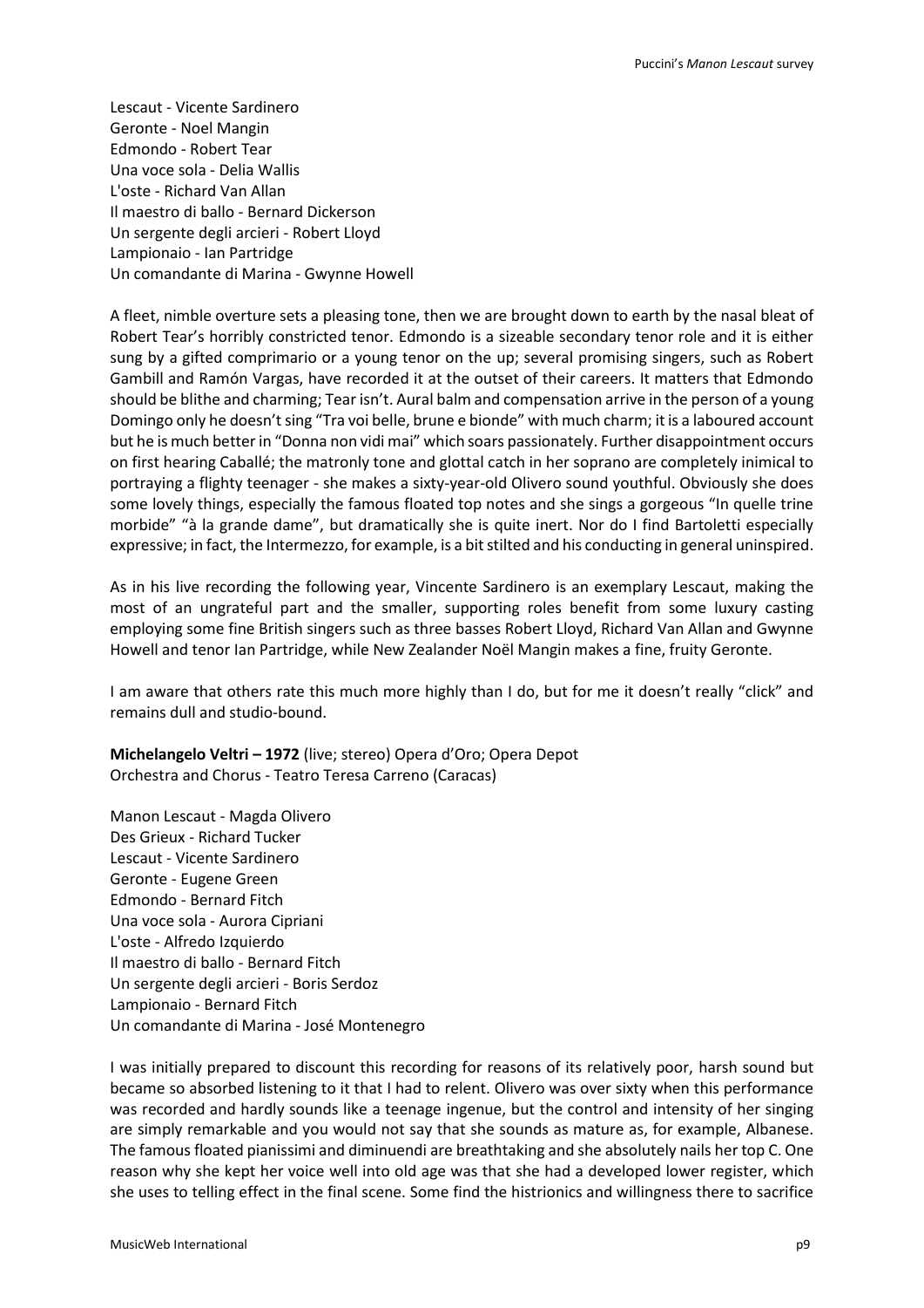Lescaut - Vicente Sardinero
Geronte - Noel Mangin
Edmondo - Robert Tear
Una voce sola - Delia Wallis
L'oste - Richard Van Allan
Il maestro di ballo - Bernard Dickerson
Un sergente degli arcieri - Robert Lloyd
Lampionaio - Ian Partridge
Un comandante di Marina - Gwynne Howell

A fleet, nimble overture sets a pleasing tone, then we are brought down to earth by the nasal bleat of Robert Tear's horribly constricted tenor. Edmondo is a sizeable secondary tenor role and it is either sung by a gifted comprimario or a young tenor on the up; several promising singers, such as Robert Gambill and Ramón Vargas, have recorded it at the outset of their careers. It matters that Edmondo should be blithe and charming; Tear isn't. Aural balm and compensation arrive in the person of a young Domingo only he doesn't sing "Tra voi belle, brune e bionde" with much charm; it is a laboured account but he is much better in "Donna non vidi mai" which soars passionately. Further disappointment occurs on first hearing Caballé; the matronly tone and glottal catch in her soprano are completely inimical to portraying a flighty teenager - she makes a sixty-year-old Olivero sound youthful. Obviously she does some lovely things, especially the famous floated top notes and she sings a gorgeous "In quelle trine morbide" "à la grande dame", but dramatically she is quite inert. Nor do I find Bartoletti especially expressive; in fact, the Intermezzo, for example, is a bit stilted and his conducting in general uninspired.

As in his live recording the following year, Vincente Sardinero is an exemplary Lescaut, making the most of an ungrateful part and the smaller, supporting roles benefit from some luxury casting employing some fine British singers such as three basses Robert Lloyd, Richard Van Allan and Gwynne Howell and tenor Ian Partridge, while New Zealander Noël Mangin makes a fine, fruity Geronte.

I am aware that others rate this much more highly than I do, but for me it doesn't really "click" and remains dull and studio-bound.

**Michelangelo Veltri – 1972** (live; stereo) Opera d'Oro; Opera Depot
Orchestra and Chorus - Teatro Teresa Carreno (Caracas)

Manon Lescaut - Magda Olivero
Des Grieux - Richard Tucker
Lescaut - Vicente Sardinero
Geronte - Eugene Green
Edmondo - Bernard Fitch
Una voce sola - Aurora Cipriani
L'oste - Alfredo Izquierdo
Il maestro di ballo - Bernard Fitch
Un sergente degli arcieri - Boris Serdoz
Lampionaio - Bernard Fitch
Un comandante di Marina - José Montenegro

I was initially prepared to discount this recording for reasons of its relatively poor, harsh sound but became so absorbed listening to it that I had to relent. Olivero was over sixty when this performance was recorded and hardly sounds like a teenage ingenue, but the control and intensity of her singing are simply remarkable and you would not say that she sounds as mature as, for example, Albanese. The famous floated pianissimi and diminuendi are breathtaking and she absolutely nails her top C. One reason why she kept her voice well into old age was that she had a developed lower register, which she uses to telling effect in the final scene. Some find the histrionics and willingness there to sacrifice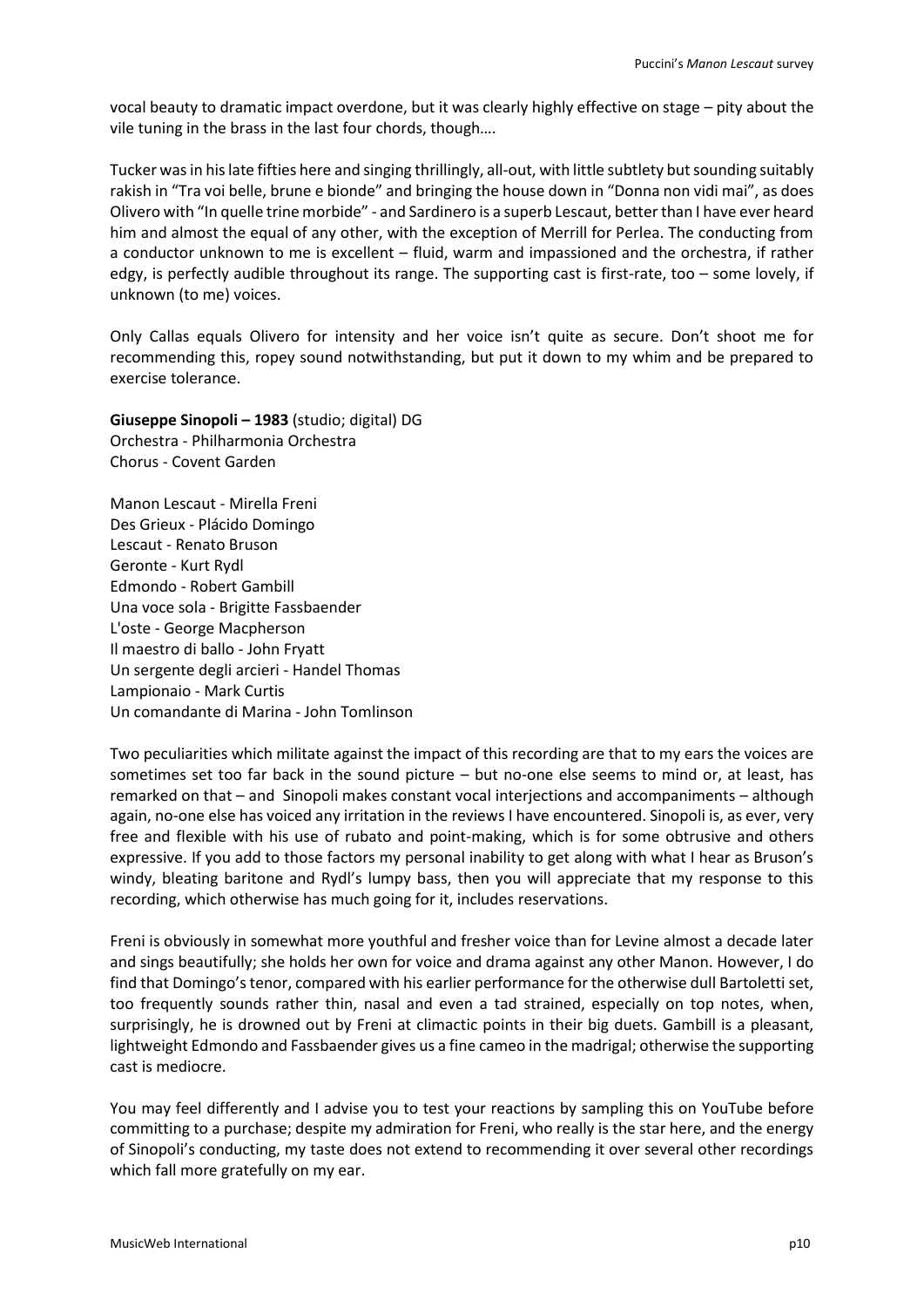vocal beauty to dramatic impact overdone, but it was clearly highly effective on stage – pity about the vile tuning in the brass in the last four chords, though….

Tucker was in his late fifties here and singing thrillingly, all-out, with little subtlety but sounding suitably rakish in "Tra voi belle, brune e bionde" and bringing the house down in "Donna non vidi mai", as does Olivero with "In quelle trine morbide" - and Sardinero is a superb Lescaut, better than I have ever heard him and almost the equal of any other, with the exception of Merrill for Perlea. The conducting from a conductor unknown to me is excellent – fluid, warm and impassioned and the orchestra, if rather edgy, is perfectly audible throughout its range. The supporting cast is first-rate, too – some lovely, if unknown (to me) voices.

Only Callas equals Olivero for intensity and her voice isn't quite as secure. Don't shoot me for recommending this, ropey sound notwithstanding, but put it down to my whim and be prepared to exercise tolerance.

**Giuseppe Sinopoli – 1983** (studio; digital) DG
Orchestra - Philharmonia Orchestra
Chorus - Covent Garden

Manon Lescaut - Mirella Freni
Des Grieux - Plácido Domingo
Lescaut - Renato Bruson
Geronte - Kurt Rydl
Edmondo - Robert Gambill
Una voce sola - Brigitte Fassbaender
L'oste - George Macpherson
Il maestro di ballo - John Fryatt
Un sergente degli arcieri - Handel Thomas
Lampionaio - Mark Curtis
Un comandante di Marina - John Tomlinson

Two peculiarities which militate against the impact of this recording are that to my ears the voices are sometimes set too far back in the sound picture – but no-one else seems to mind or, at least, has remarked on that – and Sinopoli makes constant vocal interjections and accompaniments – although again, no-one else has voiced any irritation in the reviews I have encountered. Sinopoli is, as ever, very free and flexible with his use of rubato and point-making, which is for some obtrusive and others expressive. If you add to those factors my personal inability to get along with what I hear as Bruson's windy, bleating baritone and Rydl's lumpy bass, then you will appreciate that my response to this recording, which otherwise has much going for it, includes reservations.

Freni is obviously in somewhat more youthful and fresher voice than for Levine almost a decade later and sings beautifully; she holds her own for voice and drama against any other Manon. However, I do find that Domingo's tenor, compared with his earlier performance for the otherwise dull Bartoletti set, too frequently sounds rather thin, nasal and even a tad strained, especially on top notes, when, surprisingly, he is drowned out by Freni at climactic points in their big duets. Gambill is a pleasant, lightweight Edmondo and Fassbaender gives us a fine cameo in the madrigal; otherwise the supporting cast is mediocre.

You may feel differently and I advise you to test your reactions by sampling this on YouTube before committing to a purchase; despite my admiration for Freni, who really is the star here, and the energy of Sinopoli's conducting, my taste does not extend to recommending it over several other recordings which fall more gratefully on my ear.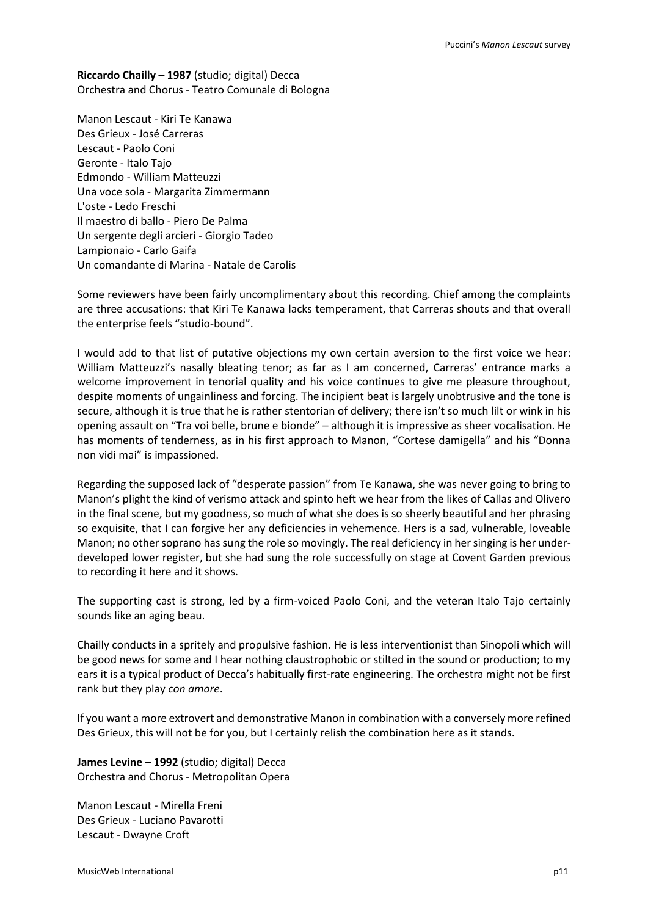**Riccardo Chailly – 1987** (studio; digital) Decca
Orchestra and Chorus - Teatro Comunale di Bologna

Manon Lescaut - Kiri Te Kanawa
Des Grieux - José Carreras
Lescaut - Paolo Coni
Geronte - Italo Tajo
Edmondo - William Matteuzzi
Una voce sola - Margarita Zimmermann
L'oste - Ledo Freschi
Il maestro di ballo - Piero De Palma
Un sergente degli arcieri - Giorgio Tadeo
Lampionaio - Carlo Gaifa
Un comandante di Marina - Natale de Carolis

Some reviewers have been fairly uncomplimentary about this recording. Chief among the complaints are three accusations: that Kiri Te Kanawa lacks temperament, that Carreras shouts and that overall the enterprise feels "studio-bound".

I would add to that list of putative objections my own certain aversion to the first voice we hear: William Matteuzzi's nasally bleating tenor; as far as I am concerned, Carreras' entrance marks a welcome improvement in tenorial quality and his voice continues to give me pleasure throughout, despite moments of ungainliness and forcing. The incipient beat is largely unobtrusive and the tone is secure, although it is true that he is rather stentorian of delivery; there isn't so much lilt or wink in his opening assault on "Tra voi belle, brune e bionde" – although it is impressive as sheer vocalisation. He has moments of tenderness, as in his first approach to Manon, "Cortese damigella" and his "Donna non vidi mai" is impassioned.

Regarding the supposed lack of "desperate passion" from Te Kanawa, she was never going to bring to Manon's plight the kind of verismo attack and spinto heft we hear from the likes of Callas and Olivero in the final scene, but my goodness, so much of what she does is so sheerly beautiful and her phrasing so exquisite, that I can forgive her any deficiencies in vehemence. Hers is a sad, vulnerable, loveable Manon; no other soprano has sung the role so movingly. The real deficiency in her singing is her under-developed lower register, but she had sung the role successfully on stage at Covent Garden previous to recording it here and it shows.

The supporting cast is strong, led by a firm-voiced Paolo Coni, and the veteran Italo Tajo certainly sounds like an aging beau.

Chailly conducts in a spritely and propulsive fashion. He is less interventionist than Sinopoli which will be good news for some and I hear nothing claustrophobic or stilted in the sound or production; to my ears it is a typical product of Decca's habitually first-rate engineering. The orchestra might not be first rank but they play *con amore*.

If you want a more extrovert and demonstrative Manon in combination with a conversely more refined Des Grieux, this will not be for you, but I certainly relish the combination here as it stands.

**James Levine – 1992** (studio; digital) Decca
Orchestra and Chorus - Metropolitan Opera

Manon Lescaut - Mirella Freni
Des Grieux - Luciano Pavarotti
Lescaut - Dwayne Croft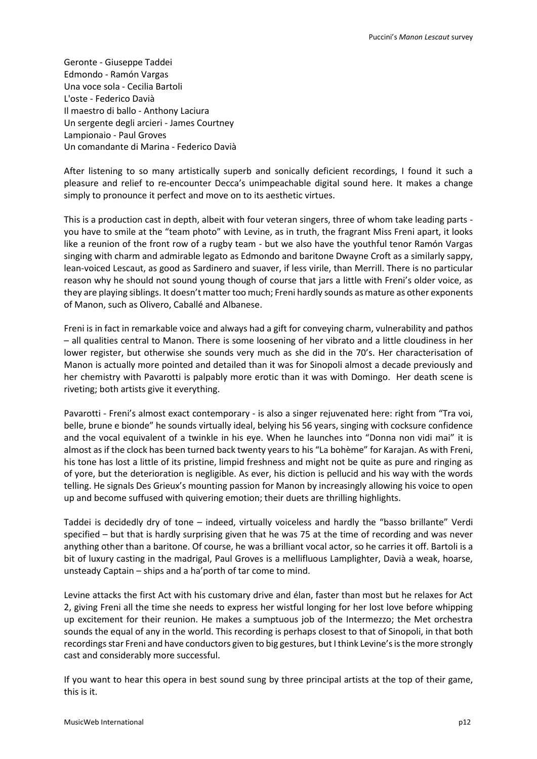Geronte - Giuseppe Taddei
Edmondo - Ramón Vargas
Una voce sola - Cecilia Bartoli
L'oste - Federico Davià
Il maestro di ballo - Anthony Laciura
Un sergente degli arcieri - James Courtney
Lampionaio - Paul Groves
Un comandante di Marina - Federico Davià

After listening to so many artistically superb and sonically deficient recordings, I found it such a pleasure and relief to re-encounter Decca's unimpeachable digital sound here. It makes a change simply to pronounce it perfect and move on to its aesthetic virtues.

This is a production cast in depth, albeit with four veteran singers, three of whom take leading parts - you have to smile at the "team photo" with Levine, as in truth, the fragrant Miss Freni apart, it looks like a reunion of the front row of a rugby team - but we also have the youthful tenor Ramón Vargas singing with charm and admirable legato as Edmondo and baritone Dwayne Croft as a similarly sappy, lean-voiced Lescaut, as good as Sardinero and suaver, if less virile, than Merrill. There is no particular reason why he should not sound young though of course that jars a little with Freni's older voice, as they are playing siblings. It doesn't matter too much; Freni hardly sounds as mature as other exponents of Manon, such as Olivero, Caballé and Albanese.

Freni is in fact in remarkable voice and always had a gift for conveying charm, vulnerability and pathos – all qualities central to Manon. There is some loosening of her vibrato and a little cloudiness in her lower register, but otherwise she sounds very much as she did in the 70's. Her characterisation of Manon is actually more pointed and detailed than it was for Sinopoli almost a decade previously and her chemistry with Pavarotti is palpably more erotic than it was with Domingo. Her death scene is riveting; both artists give it everything.

Pavarotti - Freni's almost exact contemporary - is also a singer rejuvenated here: right from "Tra voi, belle, brune e bionde" he sounds virtually ideal, belying his 56 years, singing with cocksure confidence and the vocal equivalent of a twinkle in his eye. When he launches into "Donna non vidi mai" it is almost as if the clock has been turned back twenty years to his "La bohème" for Karajan. As with Freni, his tone has lost a little of its pristine, limpid freshness and might not be quite as pure and ringing as of yore, but the deterioration is negligible. As ever, his diction is pellucid and his way with the words telling. He signals Des Grieux's mounting passion for Manon by increasingly allowing his voice to open up and become suffused with quivering emotion; their duets are thrilling highlights.

Taddei is decidedly dry of tone – indeed, virtually voiceless and hardly the "basso brillante" Verdi specified – but that is hardly surprising given that he was 75 at the time of recording and was never anything other than a baritone. Of course, he was a brilliant vocal actor, so he carries it off. Bartoli is a bit of luxury casting in the madrigal, Paul Groves is a mellifluous Lamplighter, Davià a weak, hoarse, unsteady Captain – ships and a ha'porth of tar come to mind.

Levine attacks the first Act with his customary drive and élan, faster than most but he relaxes for Act 2, giving Freni all the time she needs to express her wistful longing for her lost love before whipping up excitement for their reunion. He makes a sumptuous job of the Intermezzo; the Met orchestra sounds the equal of any in the world. This recording is perhaps closest to that of Sinopoli, in that both recordings star Freni and have conductors given to big gestures, but I think Levine's is the more strongly cast and considerably more successful.

If you want to hear this opera in best sound sung by three principal artists at the top of their game, this is it.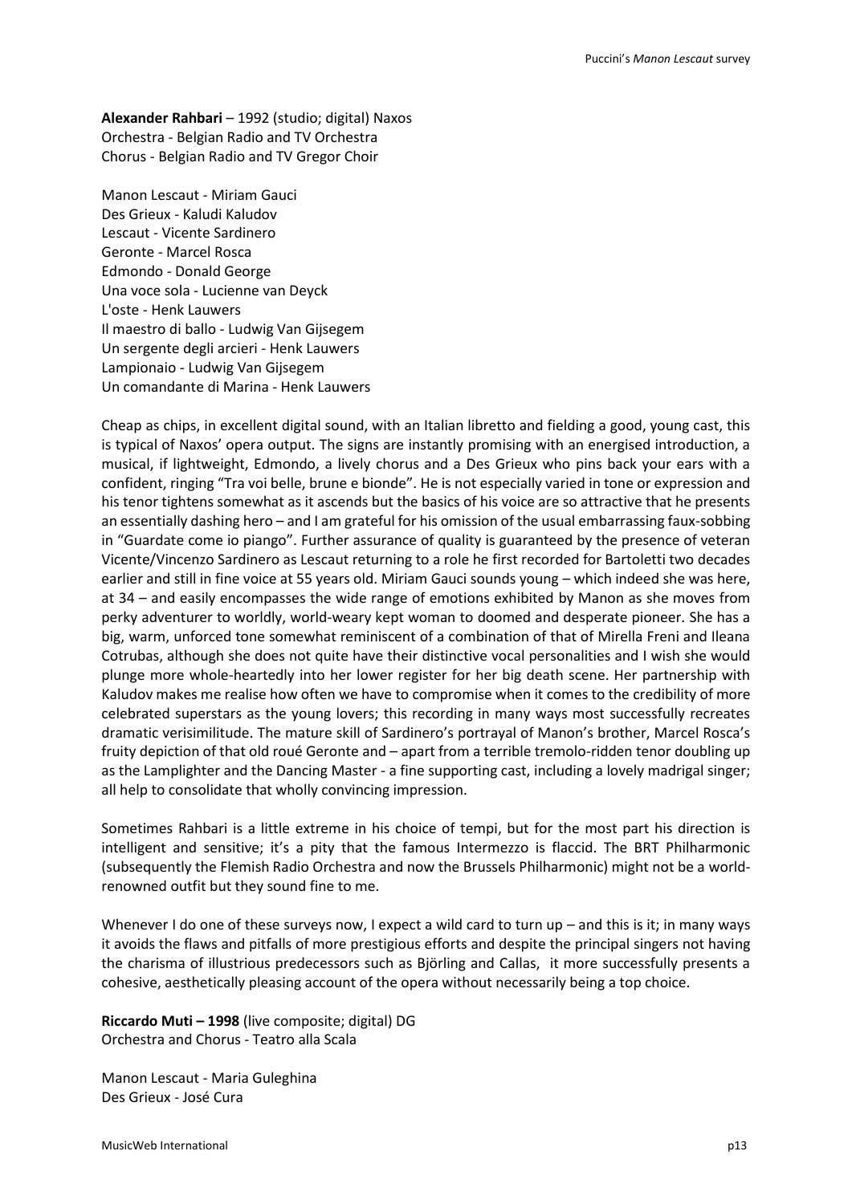**Alexander Rahbari** – 1992 (studio; digital) Naxos
Orchestra - Belgian Radio and TV Orchestra
Chorus - Belgian Radio and TV Gregor Choir

Manon Lescaut - Miriam Gauci
Des Grieux - Kaludi Kaludov
Lescaut - Vicente Sardinero
Geronte - Marcel Rosca
Edmondo - Donald George
Una voce sola - Lucienne van Deyck
L'oste - Henk Lauwers
Il maestro di ballo - Ludwig Van Gijsegem
Un sergente degli arcieri - Henk Lauwers
Lampionaio - Ludwig Van Gijsegem
Un comandante di Marina - Henk Lauwers

Cheap as chips, in excellent digital sound, with an Italian libretto and fielding a good, young cast, this is typical of Naxos' opera output. The signs are instantly promising with an energised introduction, a musical, if lightweight, Edmondo, a lively chorus and a Des Grieux who pins back your ears with a confident, ringing "Tra voi belle, brune e bionde". He is not especially varied in tone or expression and his tenor tightens somewhat as it ascends but the basics of his voice are so attractive that he presents an essentially dashing hero – and I am grateful for his omission of the usual embarrassing faux-sobbing in "Guardate come io piango". Further assurance of quality is guaranteed by the presence of veteran Vicente/Vincenzo Sardinero as Lescaut returning to a role he first recorded for Bartoletti two decades earlier and still in fine voice at 55 years old. Miriam Gauci sounds young – which indeed she was here, at 34 – and easily encompasses the wide range of emotions exhibited by Manon as she moves from perky adventurer to worldly, world-weary kept woman to doomed and desperate pioneer. She has a big, warm, unforced tone somewhat reminiscent of a combination of that of Mirella Freni and Ileana Cotrubas, although she does not quite have their distinctive vocal personalities and I wish she would plunge more whole-heartedly into her lower register for her big death scene. Her partnership with Kaludov makes me realise how often we have to compromise when it comes to the credibility of more celebrated superstars as the young lovers; this recording in many ways most successfully recreates dramatic verisimilitude. The mature skill of Sardinero's portrayal of Manon's brother, Marcel Rosca's fruity depiction of that old roué Geronte and – apart from a terrible tremolo-ridden tenor doubling up as the Lamplighter and the Dancing Master - a fine supporting cast, including a lovely madrigal singer; all help to consolidate that wholly convincing impression.

Sometimes Rahbari is a little extreme in his choice of tempi, but for the most part his direction is intelligent and sensitive; it's a pity that the famous Intermezzo is flaccid. The BRT Philharmonic (subsequently the Flemish Radio Orchestra and now the Brussels Philharmonic) might not be a world-renowned outfit but they sound fine to me.

Whenever I do one of these surveys now, I expect a wild card to turn up – and this is it; in many ways it avoids the flaws and pitfalls of more prestigious efforts and despite the principal singers not having the charisma of illustrious predecessors such as Björling and Callas, it more successfully presents a cohesive, aesthetically pleasing account of the opera without necessarily being a top choice.

**Riccardo Muti – 1998** (live composite; digital) DG
Orchestra and Chorus - Teatro alla Scala

Manon Lescaut - Maria Guleghina
Des Grieux - José Cura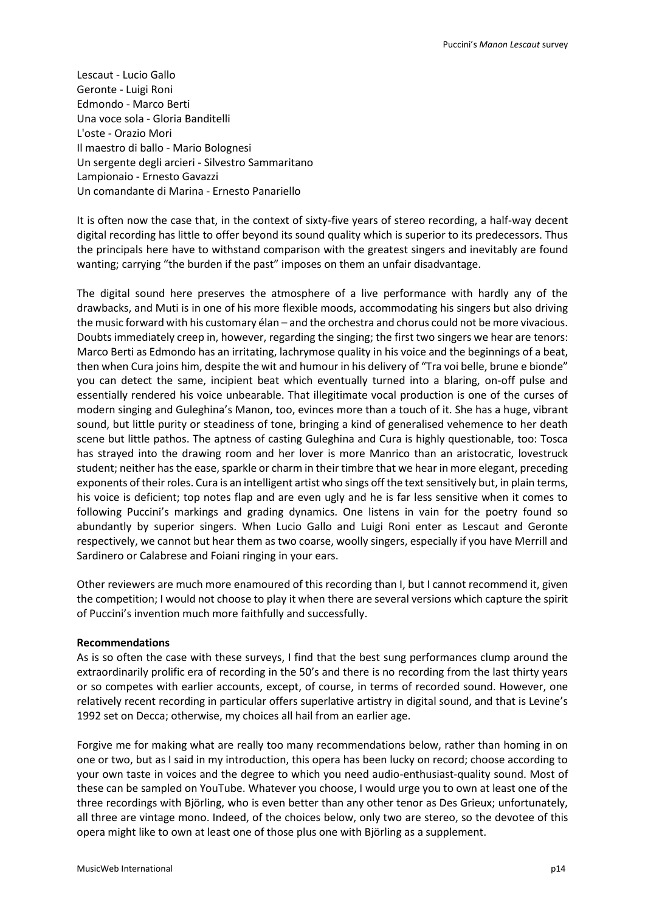Lescaut - Lucio Gallo
Geronte - Luigi Roni
Edmondo - Marco Berti
Una voce sola - Gloria Banditelli
L'oste - Orazio Mori
Il maestro di ballo - Mario Bolognesi
Un sergente degli arcieri - Silvestro Sammaritano
Lampionaio - Ernesto Gavazzi
Un comandante di Marina - Ernesto Panariello

It is often now the case that, in the context of sixty-five years of stereo recording, a half-way decent digital recording has little to offer beyond its sound quality which is superior to its predecessors. Thus the principals here have to withstand comparison with the greatest singers and inevitably are found wanting; carrying "the burden if the past" imposes on them an unfair disadvantage.

The digital sound here preserves the atmosphere of a live performance with hardly any of the drawbacks, and Muti is in one of his more flexible moods, accommodating his singers but also driving the music forward with his customary élan – and the orchestra and chorus could not be more vivacious. Doubts immediately creep in, however, regarding the singing; the first two singers we hear are tenors: Marco Berti as Edmondo has an irritating, lachrymose quality in his voice and the beginnings of a beat, then when Cura joins him, despite the wit and humour in his delivery of "Tra voi belle, brune e bionde" you can detect the same, incipient beat which eventually turned into a blaring, on-off pulse and essentially rendered his voice unbearable. That illegitimate vocal production is one of the curses of modern singing and Guleghina's Manon, too, evinces more than a touch of it. She has a huge, vibrant sound, but little purity or steadiness of tone, bringing a kind of generalised vehemence to her death scene but little pathos. The aptness of casting Guleghina and Cura is highly questionable, too: Tosca has strayed into the drawing room and her lover is more Manrico than an aristocratic, lovestruck student; neither has the ease, sparkle or charm in their timbre that we hear in more elegant, preceding exponents of their roles. Cura is an intelligent artist who sings off the text sensitively but, in plain terms, his voice is deficient; top notes flap and are even ugly and he is far less sensitive when it comes to following Puccini's markings and grading dynamics. One listens in vain for the poetry found so abundantly by superior singers. When Lucio Gallo and Luigi Roni enter as Lescaut and Geronte respectively, we cannot but hear them as two coarse, woolly singers, especially if you have Merrill and Sardinero or Calabrese and Foiani ringing in your ears.

Other reviewers are much more enamoured of this recording than I, but I cannot recommend it, given the competition; I would not choose to play it when there are several versions which capture the spirit of Puccini's invention much more faithfully and successfully.

**Recommendations**

As is so often the case with these surveys, I find that the best sung performances clump around the extraordinarily prolific era of recording in the 50's and there is no recording from the last thirty years or so competes with earlier accounts, except, of course, in terms of recorded sound. However, one relatively recent recording in particular offers superlative artistry in digital sound, and that is Levine's 1992 set on Decca; otherwise, my choices all hail from an earlier age.

Forgive me for making what are really too many recommendations below, rather than homing in on one or two, but as I said in my introduction, this opera has been lucky on record; choose according to your own taste in voices and the degree to which you need audio-enthusiast-quality sound. Most of these can be sampled on YouTube. Whatever you choose, I would urge you to own at least one of the three recordings with Björling, who is even better than any other tenor as Des Grieux; unfortunately, all three are vintage mono. Indeed, of the choices below, only two are stereo, so the devotee of this opera might like to own at least one of those plus one with Björling as a supplement.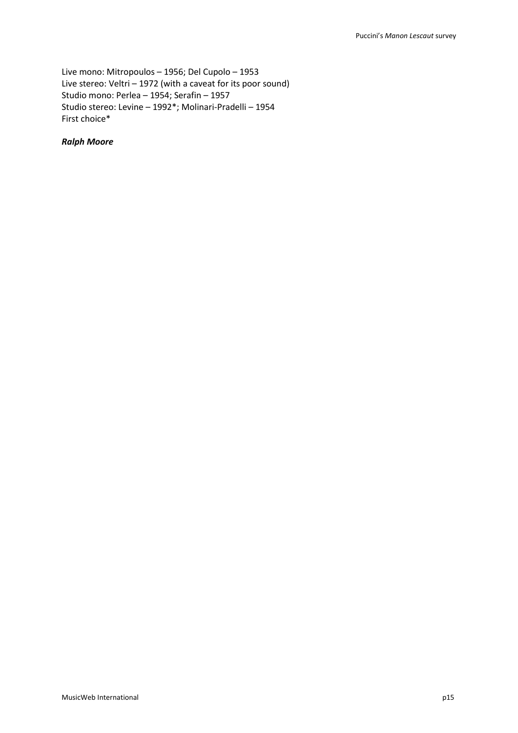Live mono: Mitropoulos – 1956; Del Cupolo – 1953
Live stereo: Veltri – 1972 (with a caveat for its poor sound)
Studio mono: Perlea – 1954; Serafin – 1957
Studio stereo: Levine – 1992*; Molinari-Pradelli – 1954
First choice*

***Ralph Moore***